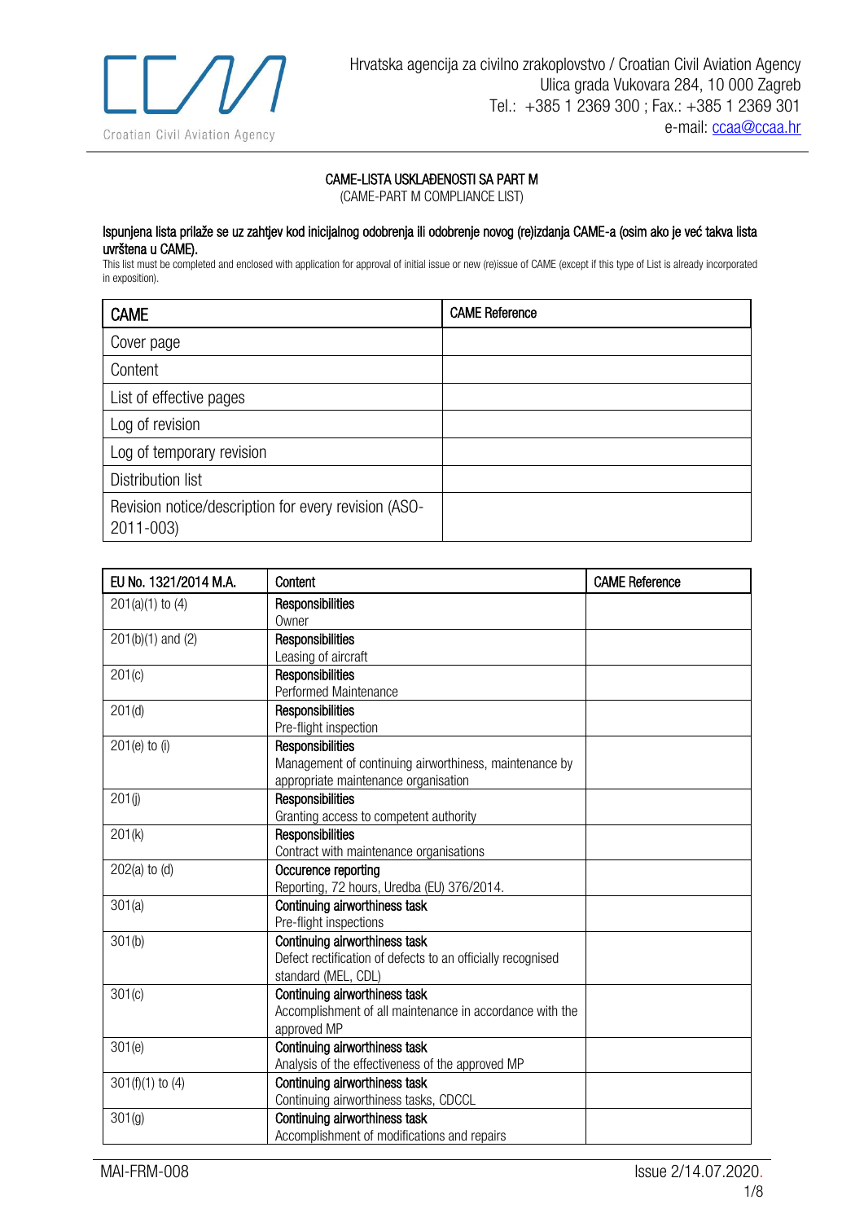Hrvatska agencija za civilno zrakoplovstvo / Croatian Civil Aviation Agency
Ulica grada Vukovara 284, 10 000 Zagreb
Tel.: +385 1 2369 300 ; Fax.: +385 1 2369 301
e-mail: ccaa@ccaa.hr

## CAME-LISTA USKLAĐENOSTI SA PART M
(CAME-PART M COMPLIANCE LIST)

**Ispunjena lista prilaže se uz zahtjev kod inicijalnog odobrenja ili odobrenje novog (re)izdanja CAME-a (osim ako je već takva lista uvrštena u CAME).**

This list must be completed and enclosed with application for approval of initial issue or new (re)issue of CAME (except if this type of List is already incorporated in exposition).

| CAME | CAME Reference |
| --- | --- |
| Cover page | |
| Content | |
| List of effective pages | |
| Log of revision | |
| Log of temporary revision | |
| Distribution list | |
| Revision notice/description for every revision (ASO-2011-003) | |

| EU No. 1321/2014 M.A. | Content | CAME Reference |
| --- | --- | --- |
| 201(a)(1) to (4) | **Responsibilities** Owner | |
| 201(b)(1) and (2) | **Responsibilities** Leasing of aircraft | |
| 201(c) | **Responsibilities** Performed Maintenance | |
| 201(d) | **Responsibilities** Pre-flight inspection | |
| 201(e) to (i) | **Responsibilities** Management of continuing airworthiness, maintenance by appropriate maintenance organisation | |
| 201(j) | **Responsibilities** Granting access to competent authority | |
| 201(k) | **Responsibilities** Contract with maintenance organisations | |
| 202(a) to (d) | **Occurence reporting** Reporting, 72 hours, Uredba (EU) 376/2014. | |
| 301(a) | **Continuing airworthiness task** Pre-flight inspections | |
| 301(b) | **Continuing airworthiness task** Defect rectification of defects to an officially recognised standard (MEL, CDL) | |
| 301(c) | **Continuing airworthiness task** Accomplishment of all maintenance in accordance with the approved MP | |
| 301(e) | **Continuing airworthiness task** Analysis of the effectiveness of the approved MP | |
| 301(f)(1) to (4) | **Continuing airworthiness task** Continuing airworthiness tasks, CDCCL | |
| 301(g) | **Continuing airworthiness task** Accomplishment of modifications and repairs | |

MAI-FRM-008 Issue 2/14.07.2020.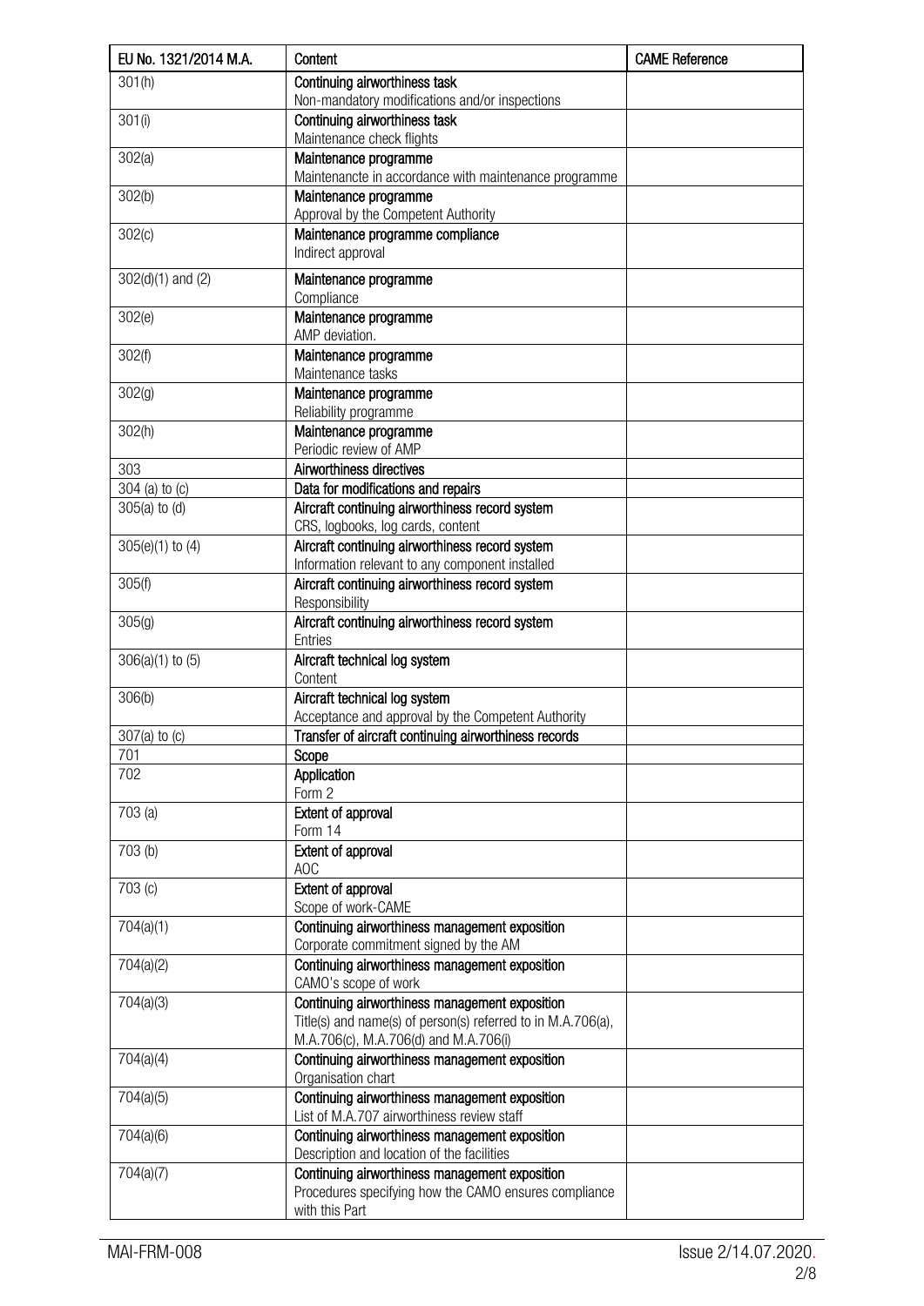| EU No. 1321/2014 M.A. | Content | CAME Reference |
|---|---|---|
| 301(h) | **Continuing airworthiness task** Non-mandatory modifications and/or inspections | |
| 301(i) | **Continuing airworthiness task** Maintenance check flights | |
| 302(a) | **Maintenance programme** Maintenancte in accordance with maintenance programme | |
| 302(b) | **Maintenance programme** Approval by the Competent Authority | |
| 302(c) | **Maintenance programme compliance** Indirect approval | |
| 302(d)(1) and (2) | **Maintenance programme** Compliance | |
| 302(e) | **Maintenance programme** AMP deviation. | |
| 302(f) | **Maintenance programme** Maintenance tasks | |
| 302(g) | **Maintenance programme** Reliability programme | |
| 302(h) | **Maintenance programme** Periodic review of AMP | |
| 303 | **Airworthiness directives** | |
| 304 (a) to (c) | **Data for modifications and repairs** | |
| 305(a) to (d) | **Aircraft continuing airworthiness record system** CRS, logbooks, log cards, content | |
| 305(e)(1) to (4) | **Aircraft continuing airworthiness record system** Information relevant to any component installed | |
| 305(f) | **Aircraft continuing airworthiness record system** Responsibility | |
| 305(g) | **Aircraft continuing airworthiness record system** Entries | |
| 306(a)(1) to (5) | **Aircraft technical log system** Content | |
| 306(b) | **Aircraft technical log system** Acceptance and approval by the Competent Authority | |
| 307(a) to (c) | **Transfer of aircraft continuing airworthiness records** | |
| 701 | **Scope** | |
| 702 | **Application** Form 2 | |
| 703 (a) | **Extent of approval** Form 14 | |
| 703 (b) | **Extent of approval** AOC | |
| 703 (c) | **Extent of approval** Scope of work-CAME | |
| 704(a)(1) | **Continuing airworthiness management exposition** Corporate commitment signed by the AM | |
| 704(a)(2) | **Continuing airworthiness management exposition** CAMO's scope of work | |
| 704(a)(3) | **Continuing airworthiness management exposition** Title(s) and name(s) of person(s) referred to in M.A.706(a), M.A.706(c), M.A.706(d) and M.A.706(i) | |
| 704(a)(4) | **Continuing airworthiness management exposition** Organisation chart | |
| 704(a)(5) | **Continuing airworthiness management exposition** List of M.A.707 airworthiness review staff | |
| 704(a)(6) | **Continuing airworthiness management exposition** Description and location of the facilities | |
| 704(a)(7) | **Continuing airworthiness management exposition** Procedures specifying how the CAMO ensures compliance with this Part | |

MAI-FRM-008 Issue 2/14.07.2020.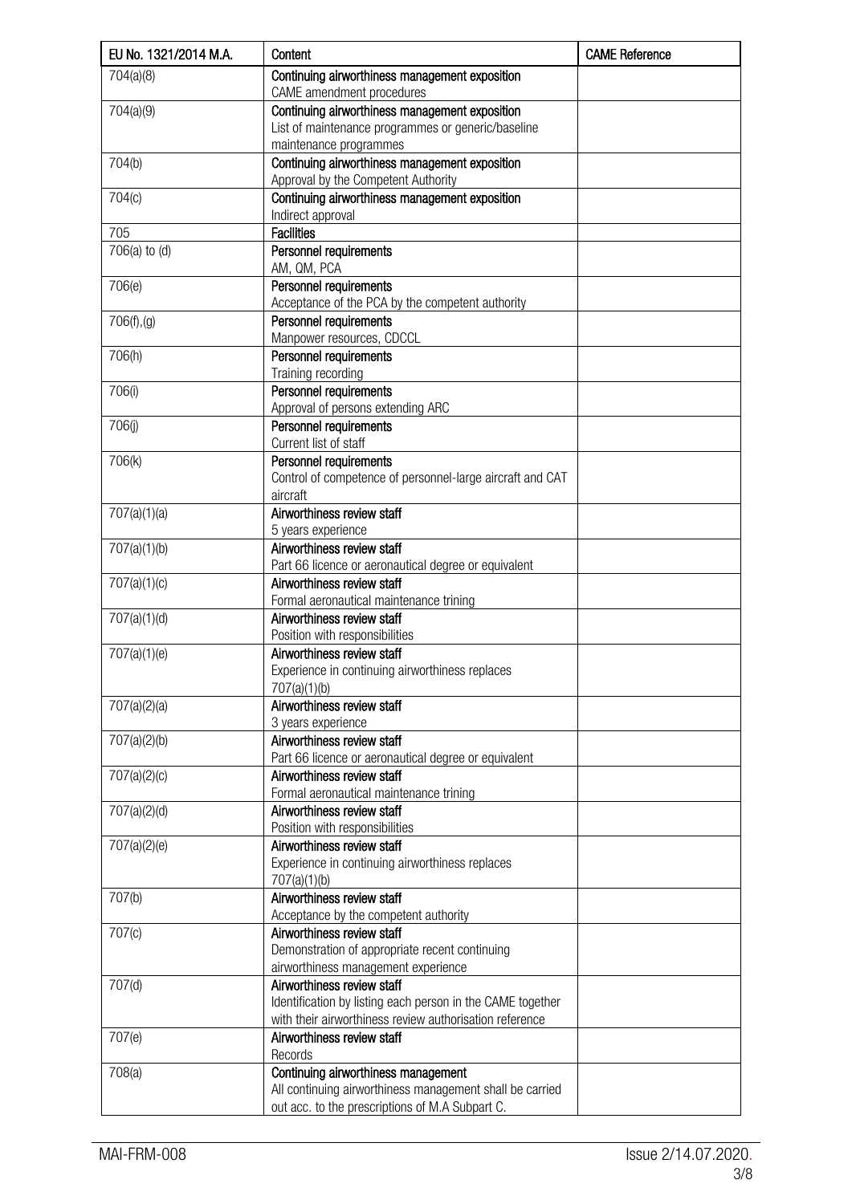| EU No. 1321/2014 M.A. | Content | CAME Reference |
|---|---|---|
| 704(a)(8) | **Continuing airworthiness management exposition**<br>CAME amendment procedures | |
| 704(a)(9) | **Continuing airworthiness management exposition**<br>List of maintenance programmes or generic/baseline maintenance programmes | |
| 704(b) | **Continuing airworthiness management exposition**<br>Approval by the Competent Authority | |
| 704(c) | **Continuing airworthiness management exposition**<br>Indirect approval | |
| 705 | **Facilities** | |
| 706(a) to (d) | **Personnel requirements**<br>AM, QM, PCA | |
| 706(e) | **Personnel requirements**<br>Acceptance of the PCA by the competent authority | |
| 706(f),(g) | **Personnel requirements**<br>Manpower resources, CDCCL | |
| 706(h) | **Personnel requirements**<br>Training recording | |
| 706(i) | **Personnel requirements**<br>Approval of persons extending ARC | |
| 706(j) | **Personnel requirements**<br>Current list of staff | |
| 706(k) | **Personnel requirements**<br>Control of competence of personnel-large aircraft and CAT aircraft | |
| 707(a)(1)(a) | **Airworthiness review staff**<br>5 years experience | |
| 707(a)(1)(b) | **Airworthiness review staff**<br>Part 66 licence or aeronautical degree or equivalent | |
| 707(a)(1)(c) | **Airworthiness review staff**<br>Formal aeronautical maintenance trining | |
| 707(a)(1)(d) | **Airworthiness review staff**<br>Position with responsibilities | |
| 707(a)(1)(e) | **Airworthiness review staff**<br>Experience in continuing airworthiness replaces 707(a)(1)(b) | |
| 707(a)(2)(a) | **Airworthiness review staff**<br>3 years experience | |
| 707(a)(2)(b) | **Airworthiness review staff**<br>Part 66 licence or aeronautical degree or equivalent | |
| 707(a)(2)(c) | **Airworthiness review staff**<br>Formal aeronautical maintenance trining | |
| 707(a)(2)(d) | **Airworthiness review staff**<br>Position with responsibilities | |
| 707(a)(2)(e) | **Airworthiness review staff**<br>Experience in continuing airworthiness replaces 707(a)(1)(b) | |
| 707(b) | **Airworthiness review staff**<br>Acceptance by the competent authority | |
| 707(c) | **Airworthiness review staff**<br>Demonstration of appropriate recent continuing airworthiness management experience | |
| 707(d) | **Airworthiness review staff**<br>Identification by listing each person in the CAME together with their airworthiness review authorisation reference | |
| 707(e) | **Airworthiness review staff**<br>Records | |
| 708(a) | **Continuing airworthiness management**<br>All continuing airworthiness management shall be carried out acc. to the prescriptions of M.A Subpart C. | |

MAI-FRM-008 Issue 2/14.07.2020.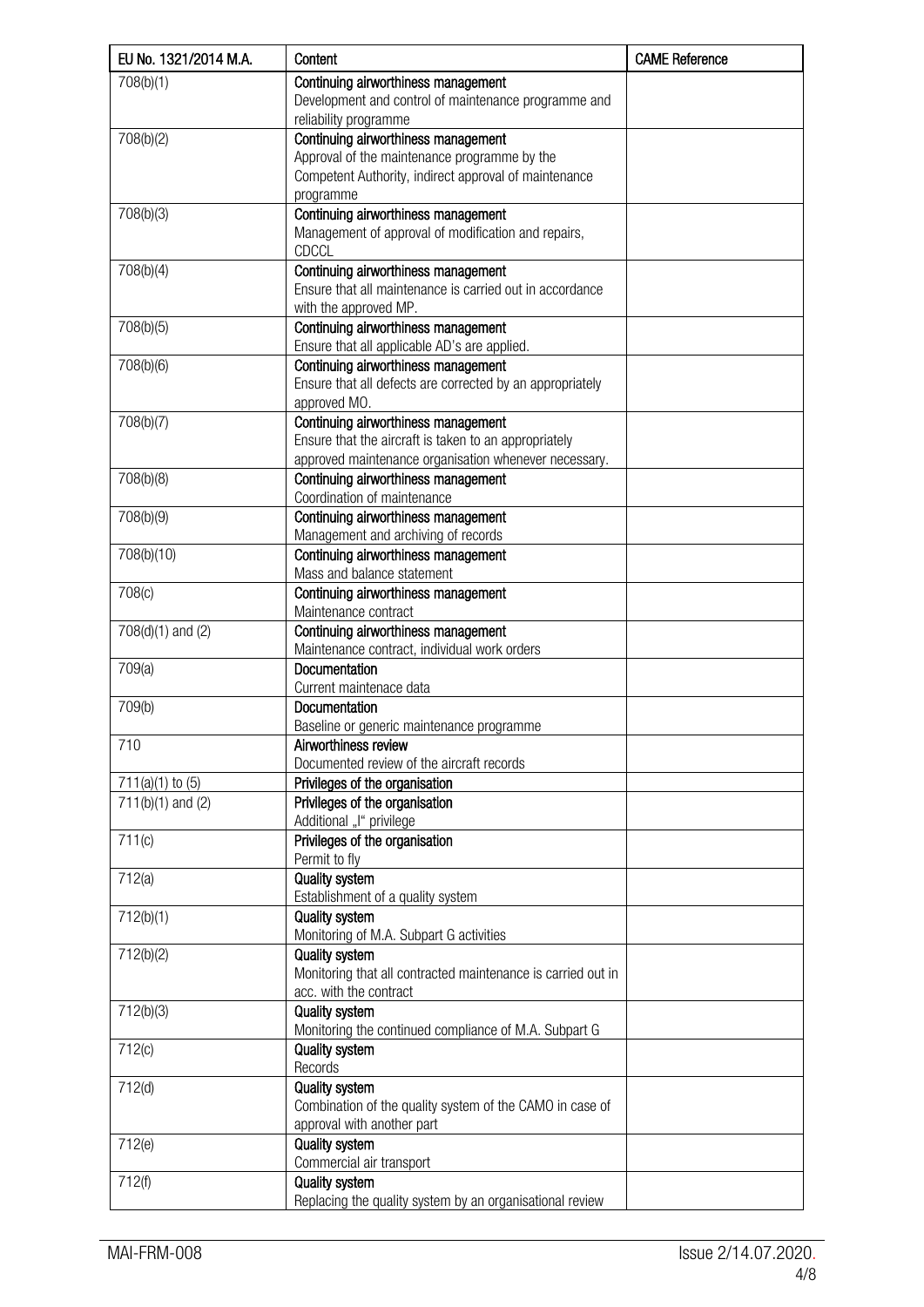| EU No. 1321/2014 M.A. | Content | CAME Reference |
|---|---|---|
| 708(b)(1) | **Continuing airworthiness management**<br>Development and control of maintenance programme and reliability programme | |
| 708(b)(2) | **Continuing airworthiness management**<br>Approval of the maintenance programme by the Competent Authority, indirect approval of maintenance programme | |
| 708(b)(3) | **Continuing airworthiness management**<br>Management of approval of modification and repairs, CDCCL | |
| 708(b)(4) | **Continuing airworthiness management**<br>Ensure that all maintenance is carried out in accordance with the approved MP. | |
| 708(b)(5) | **Continuing airworthiness management**<br>Ensure that all applicable AD's are applied. | |
| 708(b)(6) | **Continuing airworthiness management**<br>Ensure that all defects are corrected by an appropriately approved MO. | |
| 708(b)(7) | **Continuing airworthiness management**<br>Ensure that the aircraft is taken to an appropriately approved maintenance organisation whenever necessary. | |
| 708(b)(8) | **Continuing airworthiness management**<br>Coordination of maintenance | |
| 708(b)(9) | **Continuing airworthiness management**<br>Management and archiving of records | |
| 708(b)(10) | **Continuing airworthiness management**<br>Mass and balance statement | |
| 708(c) | **Continuing airworthiness management**<br>Maintenance contract | |
| 708(d)(1) and (2) | **Continuing airworthiness management**<br>Maintenance contract, individual work orders | |
| 709(a) | **Documentation**<br>Current maintenace data | |
| 709(b) | **Documentation**<br>Baseline or generic maintenance programme | |
| 710 | **Airworthiness review**<br>Documented review of the aircraft records | |
| 711(a)(1) to (5) | **Privileges of the organisation** | |
| 711(b)(1) and (2) | **Privileges of the organisation**<br>Additional „I" privilege | |
| 711(c) | **Privileges of the organisation**<br>Permit to fly | |
| 712(a) | **Quality system**<br>Establishment of a quality system | |
| 712(b)(1) | **Quality system**<br>Monitoring of M.A. Subpart G activities | |
| 712(b)(2) | **Quality system**<br>Monitoring that all contracted maintenance is carried out in acc. with the contract | |
| 712(b)(3) | **Quality system**<br>Monitoring the continued compliance of M.A. Subpart G | |
| 712(c) | **Quality system**<br>Records | |
| 712(d) | **Quality system**<br>Combination of the quality system of the CAMO in case of approval with another part | |
| 712(e) | **Quality system**<br>Commercial air transport | |
| 712(f) | **Quality system**<br>Replacing the quality system by an organisational review | |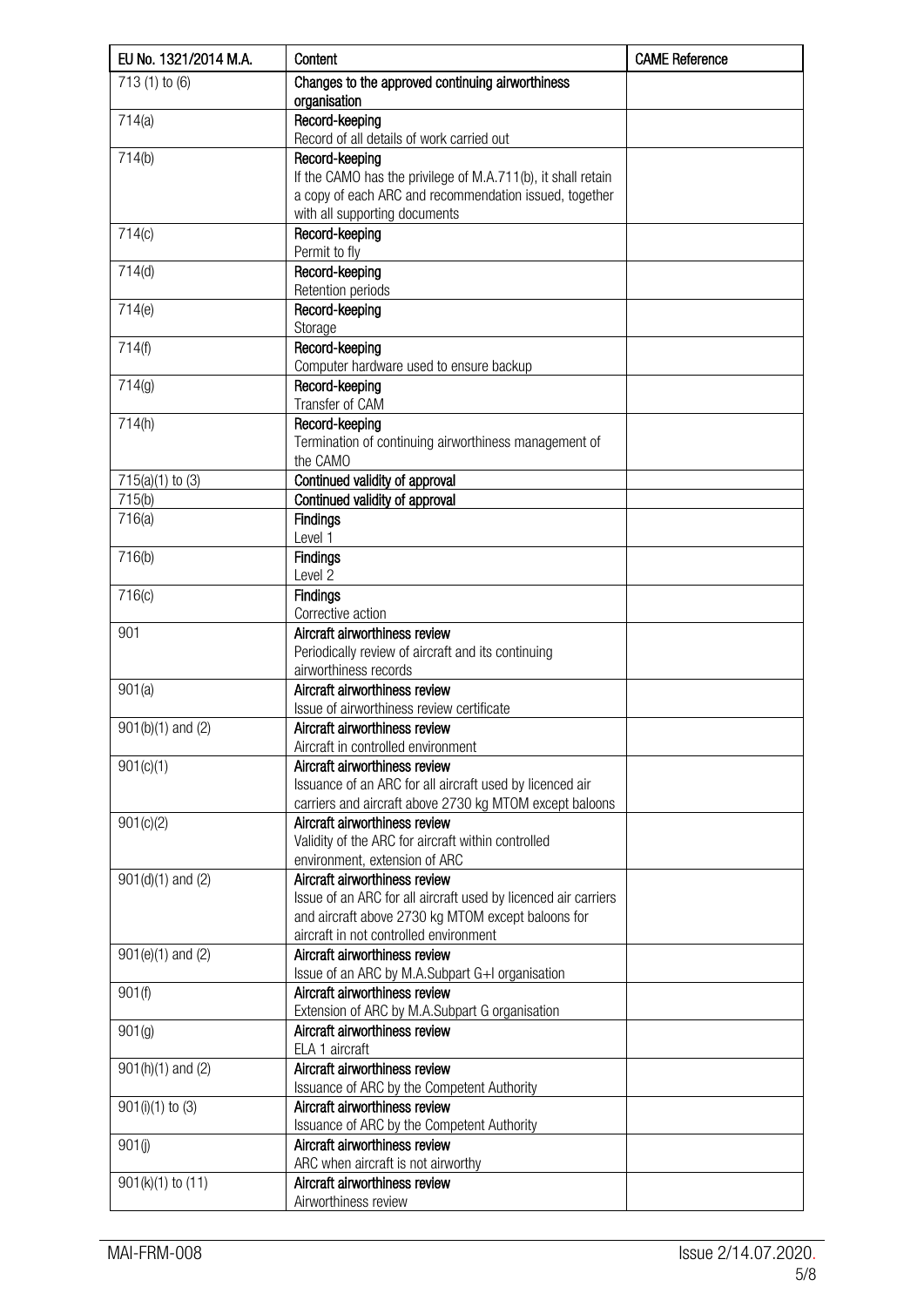| EU No. 1321/2014 M.A. | Content | CAME Reference |
|---|---|---|
| 713 (1) to (6) | **Changes to the approved continuing airworthiness organisation** | |
| 714(a) | **Record-keeping**<br>Record of all details of work carried out | |
| 714(b) | **Record-keeping**<br>If the CAMO has the privilege of M.A.711(b), it shall retain a copy of each ARC and recommendation issued, together with all supporting documents | |
| 714(c) | **Record-keeping**<br>Permit to fly | |
| 714(d) | **Record-keeping**<br>Retention periods | |
| 714(e) | **Record-keeping**<br>Storage | |
| 714(f) | **Record-keeping**<br>Computer hardware used to ensure backup | |
| 714(g) | **Record-keeping**<br>Transfer of CAM | |
| 714(h) | **Record-keeping**<br>Termination of continuing airworthiness management of the CAMO | |
| 715(a)(1) to (3) | **Continued validity of approval** | |
| 715(b) | **Continued validity of approval** | |
| 716(a) | **Findings**<br>Level 1 | |
| 716(b) | **Findings**<br>Level 2 | |
| 716(c) | **Findings**<br>Corrective action | |
| 901 | **Aircraft airworthiness review**<br>Periodically review of aircraft and its continuing airworthiness records | |
| 901(a) | **Aircraft airworthiness review**<br>Issue of airworthiness review certificate | |
| 901(b)(1) and (2) | **Aircraft airworthiness review**<br>Aircraft in controlled environment | |
| 901(c)(1) | **Aircraft airworthiness review**<br>Issuance of an ARC for all aircraft used by licenced air carriers and aircraft above 2730 kg MTOM except baloons | |
| 901(c)(2) | **Aircraft airworthiness review**<br>Validity of the ARC for aircraft within controlled environment, extension of ARC | |
| 901(d)(1) and (2) | **Aircraft airworthiness review**<br>Issue of an ARC for all aircraft used by licenced air carriers and aircraft above 2730 kg MTOM except baloons for aircraft in not controlled environment | |
| 901(e)(1) and (2) | **Aircraft airworthiness review**<br>Issue of an ARC by M.A.Subpart G+I organisation | |
| 901(f) | **Aircraft airworthiness review**<br>Extension of ARC by M.A.Subpart G organisation | |
| 901(g) | **Aircraft airworthiness review**<br>ELA 1 aircraft | |
| 901(h)(1) and (2) | **Aircraft airworthiness review**<br>Issuance of ARC by the Competent Authority | |
| 901(i)(1) to (3) | **Aircraft airworthiness review**<br>Issuance of ARC by the Competent Authority | |
| 901(j) | **Aircraft airworthiness review**<br>ARC when aircraft is not airworthy | |
| 901(k)(1) to (11) | **Aircraft airworthiness review**<br>Airworthiness review | |

MAI-FRM-008 Issue 2/14.07.2020.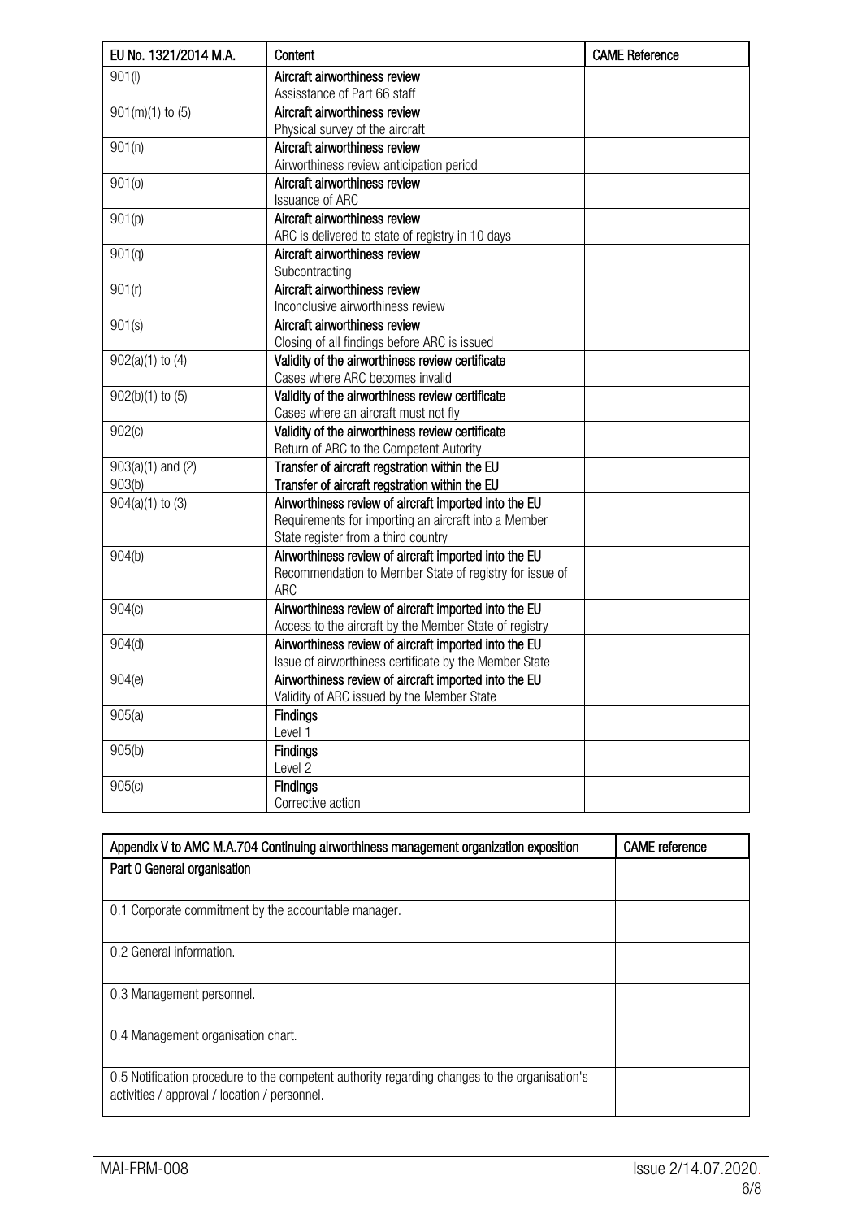| EU No. 1321/2014 M.A. | Content | CAME Reference |
|---|---|---|
| 901(l) | **Aircraft airworthiness review**<br>Assisstance of Part 66 staff | |
| 901(m)(1) to (5) | **Aircraft airworthiness review**<br>Physical survey of the aircraft | |
| 901(n) | **Aircraft airworthiness review**<br>Airworthiness review anticipation period | |
| 901(o) | **Aircraft airworthiness review**<br>Issuance of ARC | |
| 901(p) | **Aircraft airworthiness review**<br>ARC is delivered to state of registry in 10 days | |
| 901(q) | **Aircraft airworthiness review**<br>Subcontracting | |
| 901(r) | **Aircraft airworthiness review**<br>Inconclusive airworthiness review | |
| 901(s) | **Aircraft airworthiness review**<br>Closing of all findings before ARC is issued | |
| 902(a)(1) to (4) | **Validity of the airworthiness review certificate**<br>Cases where ARC becomes invalid | |
| 902(b)(1) to (5) | **Validity of the airworthiness review certificate**<br>Cases where an aircraft must not fly | |
| 902(c) | **Validity of the airworthiness review certificate**<br>Return of ARC to the Competent Autority | |
| 903(a)(1) and (2) | **Transfer of aircraft regstration within the EU** | |
| 903(b) | **Transfer of aircraft regstration within the EU** | |
| 904(a)(1) to (3) | **Airworthiness review of aircraft imported into the EU**<br>Requirements for importing an aircraft into a Member State register from a third country | |
| 904(b) | **Airworthiness review of aircraft imported into the EU**<br>Recommendation to Member State of registry for issue of ARC | |
| 904(c) | **Airworthiness review of aircraft imported into the EU**<br>Access to the aircraft by the Member State of registry | |
| 904(d) | **Airworthiness review of aircraft imported into the EU**<br>Issue of airworthiness certificate by the Member State | |
| 904(e) | **Airworthiness review of aircraft imported into the EU**<br>Validity of ARC issued by the Member State | |
| 905(a) | **Findings**<br>Level 1 | |
| 905(b) | **Findings**<br>Level 2 | |
| 905(c) | **Findings**<br>Corrective action | |

| Appendix V to AMC M.A.704 Continuing airworthiness management organization exposition | CAME reference |
|---|---|
| **Part 0 General organisation** | |
| 0.1 Corporate commitment by the accountable manager. | |
| 0.2 General information. | |
| 0.3 Management personnel. | |
| 0.4 Management organisation chart. | |
| 0.5 Notification procedure to the competent authority regarding changes to the organisation's activities / approval / location / personnel. | |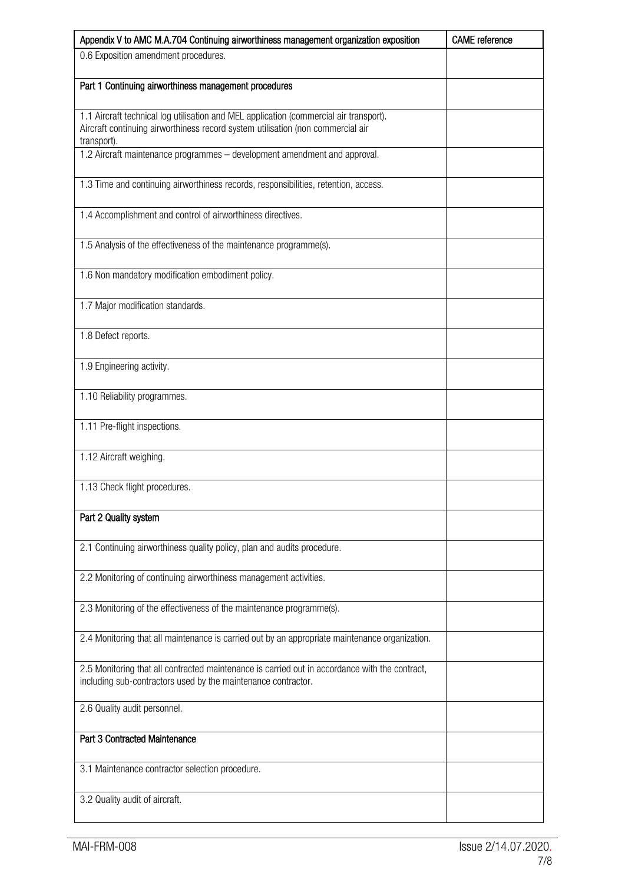| Appendix V to AMC M.A.704 Continuing airworthiness management organization exposition | CAME reference |
|---|---|
| 0.6 Exposition amendment procedures. | |
| **Part 1 Continuing airworthiness management procedures** | |
| 1.1 Aircraft technical log utilisation and MEL application (commercial air transport). Aircraft continuing airworthiness record system utilisation (non commercial air transport). | |
| 1.2 Aircraft maintenance programmes – development amendment and approval. | |
| 1.3 Time and continuing airworthiness records, responsibilities, retention, access. | |
| 1.4 Accomplishment and control of airworthiness directives. | |
| 1.5 Analysis of the effectiveness of the maintenance programme(s). | |
| 1.6 Non mandatory modification embodiment policy. | |
| 1.7 Major modification standards. | |
| 1.8 Defect reports. | |
| 1.9 Engineering activity. | |
| 1.10 Reliability programmes. | |
| 1.11 Pre-flight inspections. | |
| 1.12 Aircraft weighing. | |
| 1.13 Check flight procedures. | |
| **Part 2 Quality system** | |
| 2.1 Continuing airworthiness quality policy, plan and audits procedure. | |
| 2.2 Monitoring of continuing airworthiness management activities. | |
| 2.3 Monitoring of the effectiveness of the maintenance programme(s). | |
| 2.4 Monitoring that all maintenance is carried out by an appropriate maintenance organization. | |
| 2.5 Monitoring that all contracted maintenance is carried out in accordance with the contract, including sub-contractors used by the maintenance contractor. | |
| 2.6 Quality audit personnel. | |
| **Part 3 Contracted Maintenance** | |
| 3.1 Maintenance contractor selection procedure. | |
| 3.2 Quality audit of aircraft. | |

MAI-FRM-008 Issue 2/14.07.2020.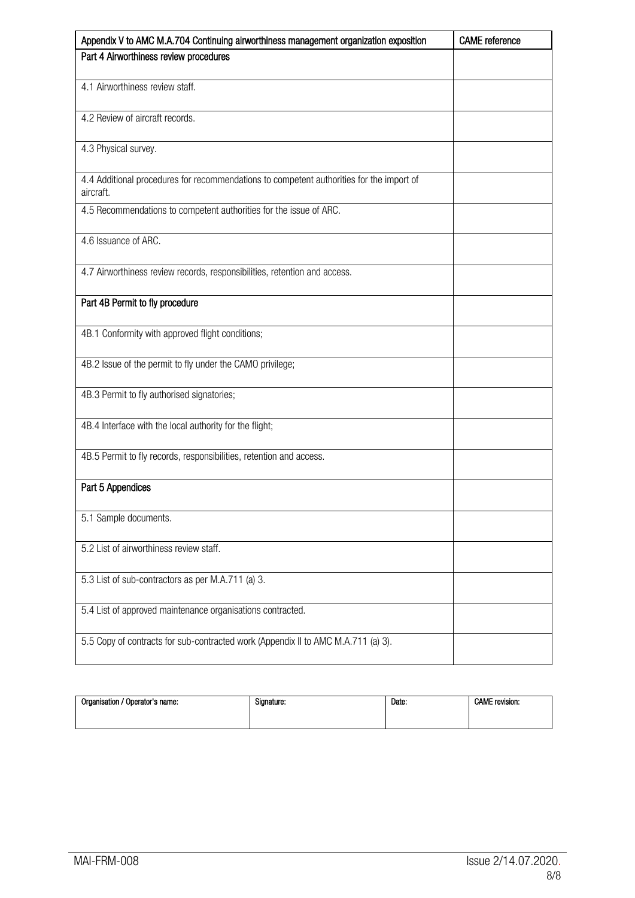| Appendix V to AMC M.A.704 Continuing airworthiness management organization exposition | CAME reference |
| --- | --- |
| **Part 4 Airworthiness review procedures** | |
| 4.1 Airworthiness review staff. | |
| 4.2 Review of aircraft records. | |
| 4.3 Physical survey. | |
| 4.4 Additional procedures for recommendations to competent authorities for the import of aircraft. | |
| 4.5 Recommendations to competent authorities for the issue of ARC. | |
| 4.6 Issuance of ARC. | |
| 4.7 Airworthiness review records, responsibilities, retention and access. | |
| **Part 4B Permit to fly procedure** | |
| 4B.1 Conformity with approved flight conditions; | |
| 4B.2 Issue of the permit to fly under the CAMO privilege; | |
| 4B.3 Permit to fly authorised signatories; | |
| 4B.4 Interface with the local authority for the flight; | |
| 4B.5 Permit to fly records, responsibilities, retention and access. | |
| **Part 5 Appendices** | |
| 5.1 Sample documents. | |
| 5.2 List of airworthiness review staff. | |
| 5.3 List of sub-contractors as per M.A.711 (a) 3. | |
| 5.4 List of approved maintenance organisations contracted. | |
| 5.5 Copy of contracts for sub-contracted work (Appendix II to AMC M.A.711 (a) 3). | |

| Organisation / Operator's name: | Signature: | Date: | CAME revision: |
| --- | --- | --- | --- |
| | | | |

MAI-FRM-008 Issue 2/14.07.2020.